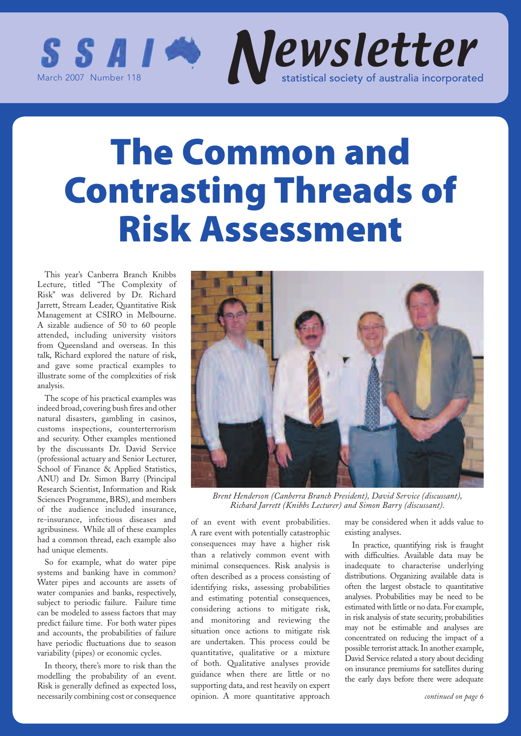SSAI Newsletter

March 2007 Number 118

statistical society of australia incorporated

# The Common and Contrasting Threads of Risk Assessment

This year's Canberra Branch Knibbs Lecture, titled "The Complexity of Risk" was delivered by Dr. Richard Jarrett, Stream Leader, Quantitative Risk Management at CSIRO in Melbourne. A sizable audience of 50 to 60 people attended, including university visitors from Queensland and overseas. In this talk, Richard explored the nature of risk, and gave some practical examples to illustrate some of the complexities of risk analysis.

The scope of his practical examples was indeed broad, covering bush fires and other natural disasters, gambling in casinos, customs inspections, counterterrorism and security. Other examples mentioned by the discussants Dr. David Service (professional actuary and Senior Lecturer, School of Finance & Applied Statistics, ANU) and Dr. Simon Barry (Principal Research Scientist, Information and Risk Sciences Programme, BRS), and members of the audience included insurance, re-insurance, infectious diseases and agribusiness. While all of these examples had a common thread, each example also had unique elements.

So for example, what do water pipe systems and banking have in common? Water pipes and accounts are assets of water companies and banks, respectively, subject to periodic failure. Failure time can be modeled to assess factors that may predict failure time. For both water pipes and accounts, the probabilities of failure have periodic fluctuations due to season variability (pipes) or economic cycles.

In theory, there's more to risk than the modelling the probability of an event. Risk is generally defined as expected loss, necessarily combining cost or consequence of an event with event probabilities. A rare event with potentially catastrophic consequences may have a higher risk than a relatively common event with minimal consequences. Risk analysis is often described as a process consisting of identifying risks, assessing probabilities and estimating potential consequences, considering actions to mitigate risk, and monitoring and reviewing the situation once actions to mitigate risk are undertaken. This process could be quantitative, qualitative or a mixture of both. Qualitative analyses provide guidance when there are little or no supporting data, and rest heavily on expert opinion. A more quantitative approach may be considered when it adds value to existing analyses.

*Brent Henderson (Canberra Branch President), David Service (discussant), Richard Jarrett (Knibbs Lecturer) and Simon Barry (discussant).*

In practice, quantifying risk is fraught with difficulties. Available data may be inadequate to characterise underlying distributions. Organizing available data is often the largest obstacle to quantitative analyses. Probabilities may be need to be estimated with little or no data. For example, in risk analysis of state security, probabilities may not be estimable and analyses are concentrated on reducing the impact of a possible terrorist attack. In another example, David Service related a story about deciding on insurance premiums for satellites during the early days before there were adequate

*continued on page 6*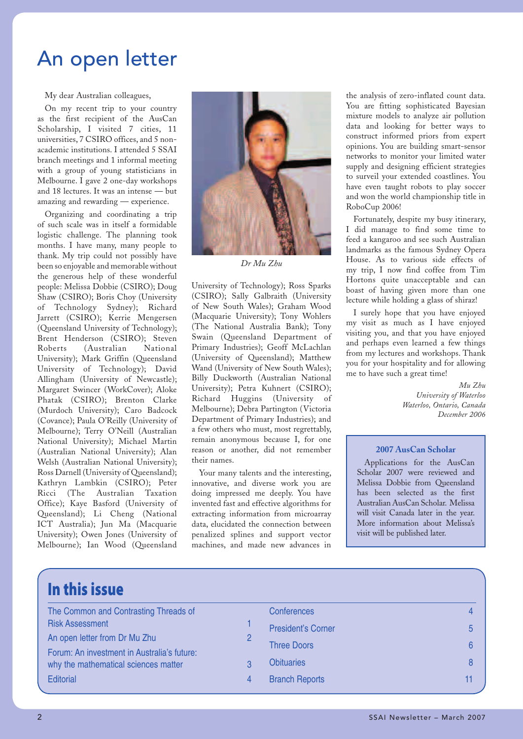# An open letter

My dear Australian colleagues,

On my recent trip to your country as the first recipient of the AusCan Scholarship, I visited 7 cities, 11 universities, 7 CSIRO offices, and 5 non-academic institutions. I attended 5 SSAI branch meetings and 1 informal meeting with a group of young statisticians in Melbourne. I gave 2 one-day workshops and 18 lectures. It was an intense — but amazing and rewarding — experience.

Organizing and coordinating a trip of such scale was in itself a formidable logistic challenge. The planning took months. I have many, many people to thank. My trip could not possibly have been so enjoyable and memorable without the generous help of these wonderful people: Melissa Dobbie (CSIRO); Doug Shaw (CSIRO); Boris Choy (University of Technology Sydney); Richard Jarrett (CSIRO); Kerrie Mengersen (Queensland University of Technology); Brent Henderson (CSIRO); Steven Roberts (Australian National University); Mark Griffin (Queensland University of Technology); David Allingham (University of Newcastle); Margaret Swincer (WorkCover); Aloke Phatak (CSIRO); Brenton Clarke (Murdoch University); Caro Badcock (Covance); Paula O'Reilly (University of Melbourne); Terry O'Neill (Australian National University); Michael Martin (Australian National University); Alan Welsh (Australian National University); Ross Darnell (University of Queensland); Kathryn Lambkin (CSIRO); Peter Ricci (The Australian Taxation Office); Kaye Basford (University of Queensland); Li Cheng (National ICT Australia); Jun Ma (Macquarie University); Owen Jones (University of Melbourne); Ian Wood (Queensland University of Technology); Ross Sparks (CSIRO); Sally Galbraith (University of New South Wales); Graham Wood (Macquarie University); Tony Wohlers (The National Australia Bank); Tony Swain (Queensland Department of Primary Industries); Geoff McLachlan (University of Queensland); Matthew Wand (University of New South Wales); Billy Duckworth (Australian National University); Petra Kuhnert (CSIRO); Richard Huggins (University of Melbourne); Debra Partington (Victoria Department of Primary Industries); and a few others who must, most regrettably, remain anonymous because I, for one reason or another, did not remember their names.

*Dr Mu Zhu*

Your many talents and the interesting, innovative, and diverse work you are doing impressed me deeply. You have invented fast and effective algorithms for extracting information from microarray data, elucidated the connection between penalized splines and support vector machines, and made new advances in the analysis of zero-inflated count data. You are fitting sophisticated Bayesian mixture models to analyze air pollution data and looking for better ways to construct informed priors from expert opinions. You are building smart-sensor networks to monitor your limited water supply and designing efficient strategies to surveil your extended coastlines. You have even taught robots to play soccer and won the world championship title in RoboCup 2006!

Fortunately, despite my busy itinerary, I did manage to find some time to feed a kangaroo and see such Australian landmarks as the famous Sydney Opera House. As to various side effects of my trip, I now find coffee from Tim Hortons quite unacceptable and can boast of having given more than one lecture while holding a glass of shiraz!

I surely hope that you have enjoyed my visit as much as I have enjoyed visiting you, and that you have enjoyed and perhaps even learned a few things from my lectures and workshops. Thank you for your hospitality and for allowing me to have such a great time!

*Mu Zhu*
*University of Waterloo*
*Waterloo, Ontario, Canada*
*December 2006*

**2007 AusCan Scholar**

Applications for the AusCan Scholar 2007 were reviewed and Melissa Dobbie from Queensland has been selected as the first Australian AusCan Scholar. Melissa will visit Canada later in the year. More information about Melissa's visit will be published later.

## In this issue

| | |
|---|---|
| The Common and Contrasting Threads of Risk Assessment | 1 |
| An open letter from Dr Mu Zhu | 2 |
| Forum: An investment in Australia's future: why the mathematical sciences matter | 3 |
| Editorial | 4 |
| Conferences | 4 |
| President's Corner | 5 |
| Three Doors | 6 |
| Obituaries | 8 |
| Branch Reports | 11 |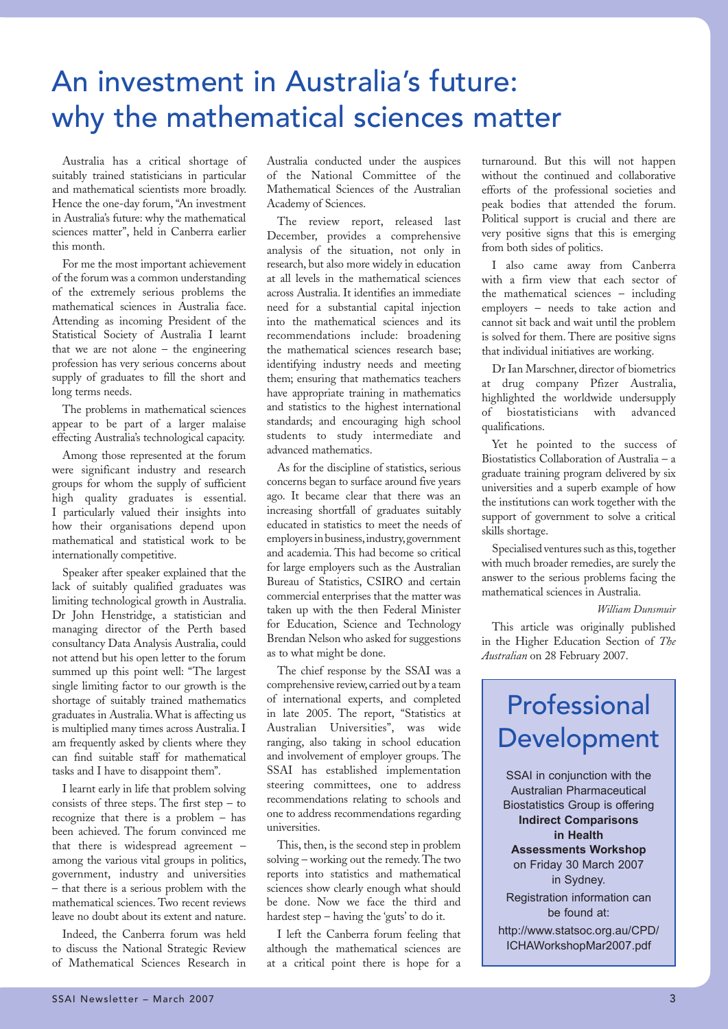# An investment in Australia's future: why the mathematical sciences matter

Australia has a critical shortage of suitably trained statisticians in particular and mathematical scientists more broadly. Hence the one-day forum, "An investment in Australia's future: why the mathematical sciences matter", held in Canberra earlier this month.

For me the most important achievement of the forum was a common understanding of the extremely serious problems the mathematical sciences in Australia face. Attending as incoming President of the Statistical Society of Australia I learnt that we are not alone – the engineering profession has very serious concerns about supply of graduates to fill the short and long terms needs.

The problems in mathematical sciences appear to be part of a larger malaise effecting Australia's technological capacity.

Among those represented at the forum were significant industry and research groups for whom the supply of sufficient high quality graduates is essential. I particularly valued their insights into how their organisations depend upon mathematical and statistical work to be internationally competitive.

Speaker after speaker explained that the lack of suitably qualified graduates was limiting technological growth in Australia. Dr John Henstridge, a statistician and managing director of the Perth based consultancy Data Analysis Australia, could not attend but his open letter to the forum summed up this point well: "The largest single limiting factor to our growth is the shortage of suitably trained mathematics graduates in Australia. What is affecting us is multiplied many times across Australia. I am frequently asked by clients where they can find suitable staff for mathematical tasks and I have to disappoint them".

I learnt early in life that problem solving consists of three steps. The first step – to recognize that there is a problem – has been achieved. The forum convinced me that there is widespread agreement – among the various vital groups in politics, government, industry and universities – that there is a serious problem with the mathematical sciences. Two recent reviews leave no doubt about its extent and nature.

Indeed, the Canberra forum was held to discuss the National Strategic Review of Mathematical Sciences Research in Australia conducted under the auspices of the National Committee of the Mathematical Sciences of the Australian Academy of Sciences.

The review report, released last December, provides a comprehensive analysis of the situation, not only in research, but also more widely in education at all levels in the mathematical sciences across Australia. It identifies an immediate need for a substantial capital injection into the mathematical sciences and its recommendations include: broadening the mathematical sciences research base; identifying industry needs and meeting them; ensuring that mathematics teachers have appropriate training in mathematics and statistics to the highest international standards; and encouraging high school students to study intermediate and advanced mathematics.

As for the discipline of statistics, serious concerns began to surface around five years ago. It became clear that there was an increasing shortfall of graduates suitably educated in statistics to meet the needs of employers in business, industry, government and academia. This had become so critical for large employers such as the Australian Bureau of Statistics, CSIRO and certain commercial enterprises that the matter was taken up with the then Federal Minister for Education, Science and Technology Brendan Nelson who asked for suggestions as to what might be done.

The chief response by the SSAI was a comprehensive review, carried out by a team of international experts, and completed in late 2005. The report, "Statistics at Australian Universities", was wide ranging, also taking in school education and involvement of employer groups. The SSAI has established implementation steering committees, one to address recommendations relating to schools and one to address recommendations regarding universities.

This, then, is the second step in problem solving – working out the remedy. The two reports into statistics and mathematical sciences show clearly enough what should be done. Now we face the third and hardest step – having the 'guts' to do it.

I left the Canberra forum feeling that although the mathematical sciences are at a critical point there is hope for a turnaround. But this will not happen without the continued and collaborative efforts of the professional societies and peak bodies that attended the forum. Political support is crucial and there are very positive signs that this is emerging from both sides of politics.

I also came away from Canberra with a firm view that each sector of the mathematical sciences – including employers – needs to take action and cannot sit back and wait until the problem is solved for them. There are positive signs that individual initiatives are working.

Dr Ian Marschner, director of biometrics at drug company Pfizer Australia, highlighted the worldwide undersupply of biostatisticians with advanced qualifications.

Yet he pointed to the success of Biostatistics Collaboration of Australia – a graduate training program delivered by six universities and a superb example of how the institutions can work together with the support of government to solve a critical skills shortage.

Specialised ventures such as this, together with much broader remedies, are surely the answer to the serious problems facing the mathematical sciences in Australia.

*William Dunsmuir*

This article was originally published in the Higher Education Section of *The Australian* on 28 February 2007.

## Professional Development

SSAI in conjunction with the Australian Pharmaceutical Biostatistics Group is offering **Indirect Comparisons in Health Assessments Workshop** on Friday 30 March 2007 in Sydney.

Registration information can be found at:

http://www.statsoc.org.au/CPD/ICHAWorkshopMar2007.pdf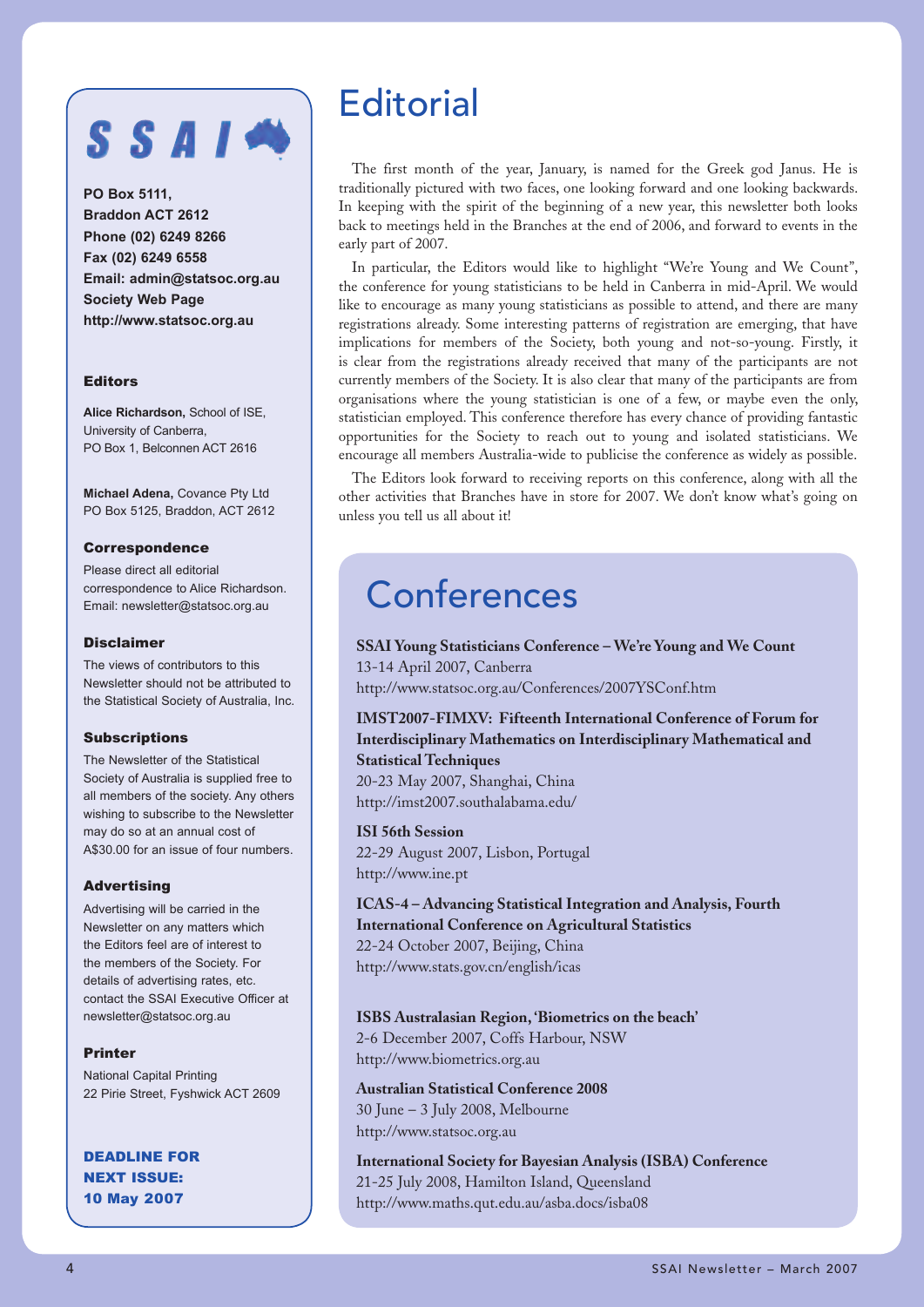**SSAI**

**PO Box 5111,**
**Braddon ACT 2612**
**Phone (02) 6249 8266**
**Fax (02) 6249 6558**
**Email: admin@statsoc.org.au**
**Society Web Page**
**http://www.statsoc.org.au**

### Editors

**Alice Richardson,** School of ISE, University of Canberra, PO Box 1, Belconnen ACT 2616

**Michael Adena,** Covance Pty Ltd PO Box 5125, Braddon, ACT 2612

### Correspondence

Please direct all editorial correspondence to Alice Richardson. Email: newsletter@statsoc.org.au

### Disclaimer

The views of contributors to this Newsletter should not be attributed to the Statistical Society of Australia, Inc.

### Subscriptions

The Newsletter of the Statistical Society of Australia is supplied free to all members of the society. Any others wishing to subscribe to the Newsletter may do so at an annual cost of A$30.00 for an issue of four numbers.

### Advertising

Advertising will be carried in the Newsletter on any matters which the Editors feel are of interest to the members of the Society. For details of advertising rates, etc. contact the SSAI Executive Officer at newsletter@statsoc.org.au

### Printer

National Capital Printing
22 Pirie Street, Fyshwick ACT 2609

**DEADLINE FOR NEXT ISSUE: 10 May 2007**

# Editorial

The first month of the year, January, is named for the Greek god Janus. He is traditionally pictured with two faces, one looking forward and one looking backwards. In keeping with the spirit of the beginning of a new year, this newsletter both looks back to meetings held in the Branches at the end of 2006, and forward to events in the early part of 2007.

In particular, the Editors would like to highlight "We're Young and We Count", the conference for young statisticians to be held in Canberra in mid-April. We would like to encourage as many young statisticians as possible to attend, and there are many registrations already. Some interesting patterns of registration are emerging, that have implications for members of the Society, both young and not-so-young. Firstly, it is clear from the registrations already received that many of the participants are not currently members of the Society. It is also clear that many of the participants are from organisations where the young statistician is one of a few, or maybe even the only, statistician employed. This conference therefore has every chance of providing fantastic opportunities for the Society to reach out to young and isolated statisticians. We encourage all members Australia-wide to publicise the conference as widely as possible.

The Editors look forward to receiving reports on this conference, along with all the other activities that Branches have in store for 2007. We don't know what's going on unless you tell us all about it!

# Conferences

**SSAI Young Statisticians Conference – We're Young and We Count**
13-14 April 2007, Canberra
http://www.statsoc.org.au/Conferences/2007YSConf.htm

**IMST2007-FIMXV: Fifteenth International Conference of Forum for Interdisciplinary Mathematics on Interdisciplinary Mathematical and Statistical Techniques**
20-23 May 2007, Shanghai, China
http://imst2007.southalabama.edu/

**ISI 56th Session**
22-29 August 2007, Lisbon, Portugal
http://www.ine.pt

**ICAS-4 – Advancing Statistical Integration and Analysis, Fourth International Conference on Agricultural Statistics**
22-24 October 2007, Beijing, China
http://www.stats.gov.cn/english/icas

**ISBS Australasian Region, 'Biometrics on the beach'**
2-6 December 2007, Coffs Harbour, NSW
http://www.biometrics.org.au

**Australian Statistical Conference 2008**
30 June – 3 July 2008, Melbourne
http://www.statsoc.org.au

**International Society for Bayesian Analysis (ISBA) Conference**
21-25 July 2008, Hamilton Island, Queensland
http://www.maths.qut.edu.au/asba.docs/isba08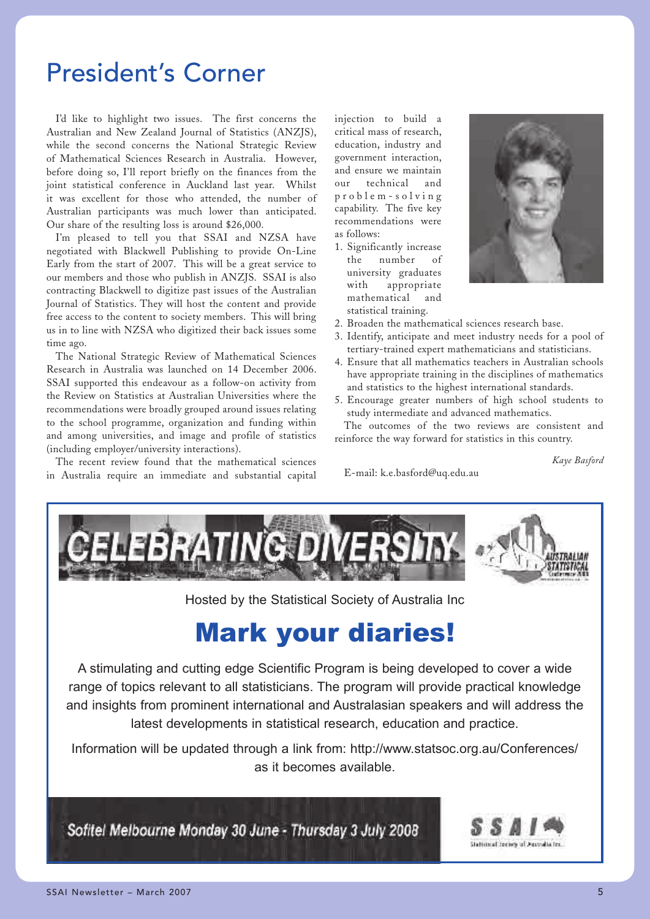# President's Corner

I'd like to highlight two issues. The first concerns the Australian and New Zealand Journal of Statistics (ANZJS), while the second concerns the National Strategic Review of Mathematical Sciences Research in Australia. However, before doing so, I'll report briefly on the finances from the joint statistical conference in Auckland last year. Whilst it was excellent for those who attended, the number of Australian participants was much lower than anticipated. Our share of the resulting loss is around $26,000.

I'm pleased to tell you that SSAI and NZSA have negotiated with Blackwell Publishing to provide On-Line Early from the start of 2007. This will be a great service to our members and those who publish in ANZJS. SSAI is also contracting Blackwell to digitize past issues of the Australian Journal of Statistics. They will host the content and provide free access to the content to society members. This will bring us in to line with NZSA who digitized their back issues some time ago.

The National Strategic Review of Mathematical Sciences Research in Australia was launched on 14 December 2006. SSAI supported this endeavour as a follow-on activity from the Review on Statistics at Australian Universities where the recommendations were broadly grouped around issues relating to the school programme, organization and funding within and among universities, and image and profile of statistics (including employer/university interactions).

The recent review found that the mathematical sciences in Australia require an immediate and substantial capital injection to build a critical mass of research, education, industry and government interaction, and ensure we maintain our technical and problem-solving capability. The five key recommendations were as follows:

1. Significantly increase the number of university graduates with appropriate mathematical and statistical training.
2. Broaden the mathematical sciences research base.
3. Identify, anticipate and meet industry needs for a pool of tertiary-trained expert mathematicians and statisticians.
4. Ensure that all mathematics teachers in Australian schools have appropriate training in the disciplines of mathematics and statistics to the highest international standards.
5. Encourage greater numbers of high school students to study intermediate and advanced mathematics.

The outcomes of the two reviews are consistent and reinforce the way forward for statistics in this country.

*Kaye Basford*

E-mail: k.e.basford@uq.edu.au

---

**CELEBRATING DIVERSITY**

Hosted by the Statistical Society of Australia Inc

## Mark your diaries!

A stimulating and cutting edge Scientific Program is being developed to cover a wide range of topics relevant to all statisticians. The program will provide practical knowledge and insights from prominent international and Australasian speakers and will address the latest developments in statistical research, education and practice.

Information will be updated through a link from: http://www.statsoc.org.au/Conferences/ as it becomes available.

*Sofitel Melbourne Monday 30 June - Thursday 3 July 2008*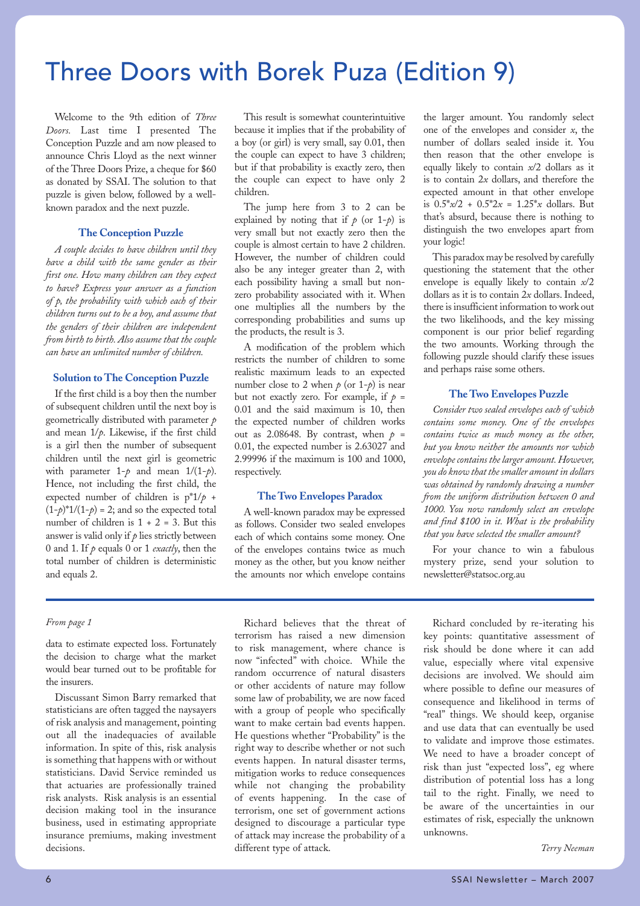# Three Doors with Borek Puza (Edition 9)

Welcome to the 9th edition of *Three Doors.* Last time I presented The Conception Puzzle and am now pleased to announce Chris Lloyd as the next winner of the Three Doors Prize, a cheque for $60 as donated by SSAI. The solution to that puzzle is given below, followed by a well-known paradox and the next puzzle.

### The Conception Puzzle

*A couple decides to have children until they have a child with the same gender as their first one. How many children can they expect to have? Express your answer as a function of p, the probability with which each of their children turns out to be a boy, and assume that the genders of their children are independent from birth to birth. Also assume that the couple can have an unlimited number of children.*

### Solution to The Conception Puzzle

If the first child is a boy then the number of subsequent children until the next boy is geometrically distributed with parameter $p$ and mean $1/p$. Likewise, if the first child is a girl then the number of subsequent children until the next girl is geometric with parameter $1-p$ and mean $1/(1-p)$. Hence, not including the first child, the expected number of children is $p*1/p + (1-p)*1/(1-p) = 2$; and so the expected total number of children is $1 + 2 = 3$. But this answer is valid only if $p$ lies strictly between 0 and 1. If $p$ equals 0 or 1 *exactly*, then the total number of children is deterministic and equals 2.

This result is somewhat counterintuitive because it implies that if the probability of a boy (or girl) is very small, say 0.01, then the couple can expect to have 3 children; but if that probability is exactly zero, then the couple can expect to have only 2 children.

The jump here from 3 to 2 can be explained by noting that if $p$ (or $1-p$) is very small but not exactly zero then the couple is almost certain to have 2 children. However, the number of children could also be any integer greater than 2, with each possibility having a small but non-zero probability associated with it. When one multiplies all the numbers by the corresponding probabilities and sums up the products, the result is 3.

A modification of the problem which restricts the number of children to some realistic maximum leads to an expected number close to 2 when $p$ (or $1-p$) is near but not exactly zero. For example, if $p = 0.01$ and the said maximum is 10, then the expected number of children works out as 2.08648. By contrast, when $p = 0.01$, the expected number is 2.63027 and 2.99996 if the maximum is 100 and 1000, respectively.

### The Two Envelopes Paradox

A well-known paradox may be expressed as follows. Consider two sealed envelopes each of which contains some money. One of the envelopes contains twice as much money as the other, but you know neither the amounts nor which envelope contains the larger amount. You randomly select one of the envelopes and consider $x$, the number of dollars sealed inside it. You then reason that the other envelope is equally likely to contain $x/2$ dollars as it is to contain $2x$ dollars, and therefore the expected amount in that other envelope is $0.5*x/2 + 0.5*2x = 1.25*x$ dollars. But that's absurd, because there is nothing to distinguish the two envelopes apart from your logic!

This paradox may be resolved by carefully questioning the statement that the other envelope is equally likely to contain $x/2$ dollars as it is to contain $2x$ dollars. Indeed, there is insufficient information to work out the two likelihoods, and the key missing component is our prior belief regarding the two amounts. Working through the following puzzle should clarify these issues and perhaps raise some others.

### The Two Envelopes Puzzle

*Consider two sealed envelopes each of which contains some money. One of the envelopes contains twice as much money as the other, but you know neither the amounts nor which envelope contains the larger amount. However, you do know that the smaller amount in dollars was obtained by randomly drawing a number from the uniform distribution between 0 and 1000. You now randomly select an envelope and find $100 in it. What is the probability that you have selected the smaller amount?*

For your chance to win a fabulous mystery prize, send your solution to newsletter@statsoc.org.au

---

*From page 1*

data to estimate expected loss. Fortunately the decision to charge what the market would bear turned out to be profitable for the insurers.

Discussant Simon Barry remarked that statisticians are often tagged the naysayers of risk analysis and management, pointing out all the inadequacies of available information. In spite of this, risk analysis is something that happens with or without statisticians. David Service reminded us that actuaries are professionally trained risk analysts. Risk analysis is an essential decision making tool in the insurance business, used in estimating appropriate insurance premiums, making investment decisions.

Richard believes that the threat of terrorism has raised a new dimension to risk management, where chance is now "infected" with choice. While the random occurrence of natural disasters or other accidents of nature may follow some law of probability, we are now faced with a group of people who specifically want to make certain bad events happen. He questions whether "Probability" is the right way to describe whether or not such events happen. In natural disaster terms, mitigation works to reduce consequences while not changing the probability of events happening. In the case of terrorism, one set of government actions designed to discourage a particular type of attack may increase the probability of a different type of attack.

Richard concluded by re-iterating his key points: quantitative assessment of risk should be done where it can add value, especially where vital expensive decisions are involved. We should aim where possible to define our measures of consequence and likelihood in terms of "real" things. We should keep, organise and use data that can eventually be used to validate and improve those estimates. We need to have a broader concept of risk than just "expected loss", eg where distribution of potential loss has a long tail to the right. Finally, we need to be aware of the uncertainties in our estimates of risk, especially the unknown unknowns.

*Terry Neeman*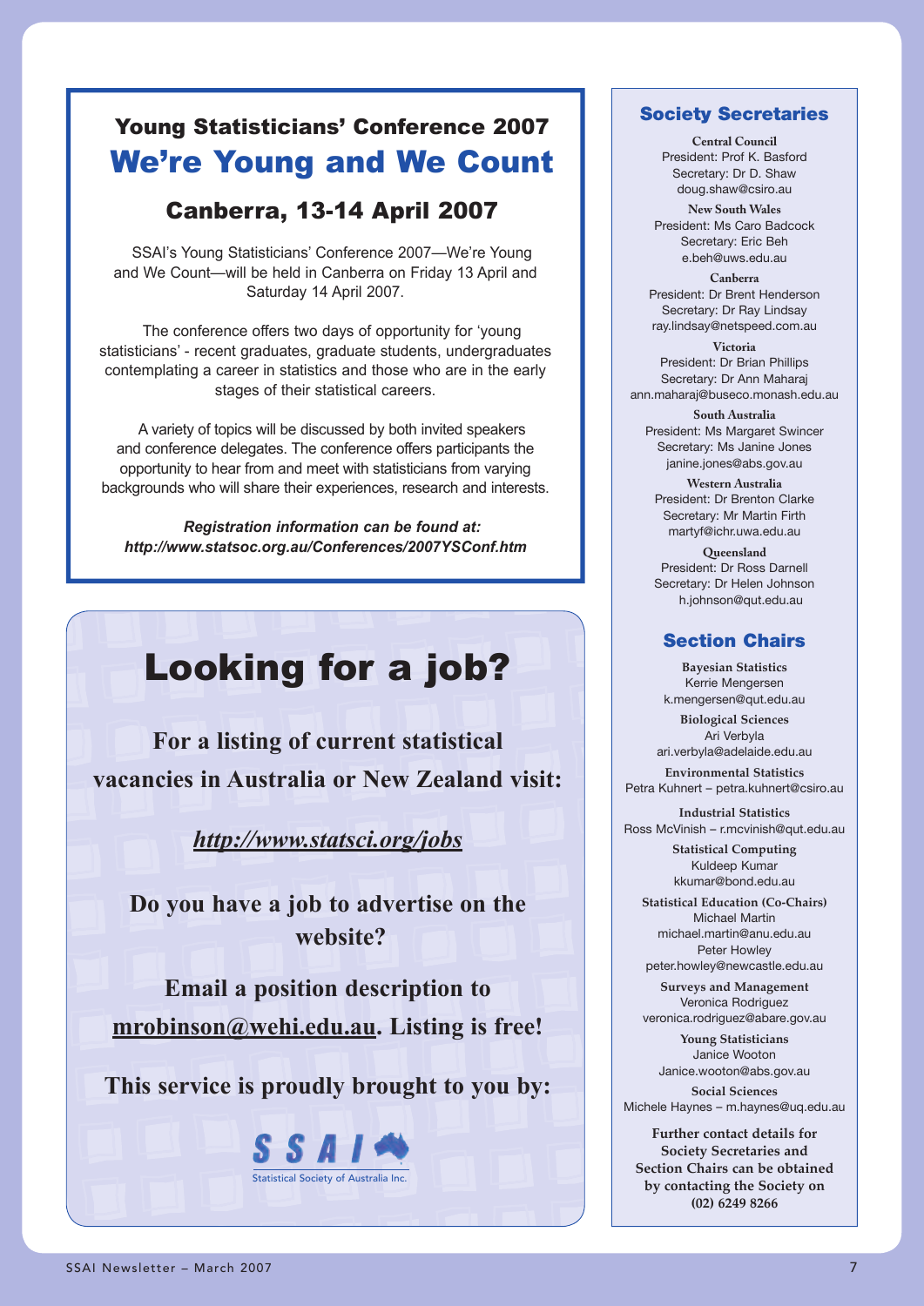## Young Statisticians' Conference 2007

# We're Young and We Count

### Canberra, 13-14 April 2007

SSAI's Young Statisticians' Conference 2007—We're Young and We Count—will be held in Canberra on Friday 13 April and Saturday 14 April 2007.

The conference offers two days of opportunity for 'young statisticians' - recent graduates, graduate students, undergraduates contemplating a career in statistics and those who are in the early stages of their statistical careers.

A variety of topics will be discussed by both invited speakers and conference delegates. The conference offers participants the opportunity to hear from and meet with statisticians from varying backgrounds who will share their experiences, research and interests.

***Registration information can be found at:***
***http://www.statsoc.org.au/Conferences/2007YSConf.htm***

# Looking for a job?

**For a listing of current statistical vacancies in Australia or New Zealand visit:**

***http://www.statsci.org/jobs***

**Do you have a job to advertise on the website?**

**Email a position description to mrobinson@wehi.edu.au. Listing is free!**

**This service is proudly brought to you by:**

SSAI
Statistical Society of Australia Inc.

## Society Secretaries

**Central Council**
President: Prof K. Basford
Secretary: Dr D. Shaw
doug.shaw@csiro.au

**New South Wales**
President: Ms Caro Badcock
Secretary: Eric Beh
e.beh@uws.edu.au

**Canberra**
President: Dr Brent Henderson
Secretary: Dr Ray Lindsay
ray.lindsay@netspeed.com.au

**Victoria**
President: Dr Brian Phillips
Secretary: Dr Ann Maharaj
ann.maharaj@buseco.monash.edu.au

**South Australia**
President: Ms Margaret Swincer
Secretary: Ms Janine Jones
janine.jones@abs.gov.au

**Western Australia**
President: Dr Brenton Clarke
Secretary: Mr Martin Firth
martyf@ichr.uwa.edu.au

**Queensland**
President: Dr Ross Darnell
Secretary: Dr Helen Johnson
h.johnson@qut.edu.au

## Section Chairs

**Bayesian Statistics**
Kerrie Mengersen
k.mengersen@qut.edu.au

**Biological Sciences**
Ari Verbyla
ari.verbyla@adelaide.edu.au

**Environmental Statistics**
Petra Kuhnert – petra.kuhnert@csiro.au

**Industrial Statistics**
Ross McVinish – r.mcvinish@qut.edu.au

**Statistical Computing**
Kuldeep Kumar
kkumar@bond.edu.au

**Statistical Education (Co-Chairs)**
Michael Martin
michael.martin@anu.edu.au
Peter Howley
peter.howley@newcastle.edu.au

**Surveys and Management**
Veronica Rodriguez
veronica.rodriguez@abare.gov.au

**Young Statisticians**
Janice Wooton
Janice.wooton@abs.gov.au

**Social Sciences**
Michele Haynes – m.haynes@uq.edu.au

**Further contact details for Society Secretaries and Section Chairs can be obtained by contacting the Society on (02) 6249 8266**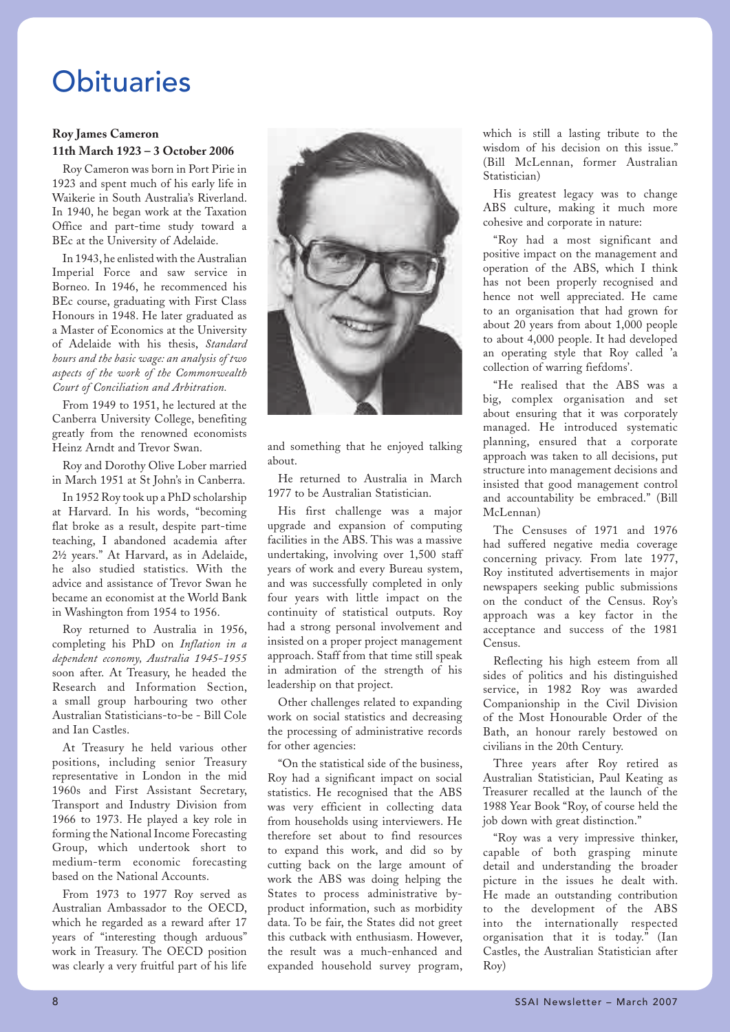# Obituaries

**Roy James Cameron**
**11th March 1923 – 3 October 2006**

Roy Cameron was born in Port Pirie in 1923 and spent much of his early life in Waikerie in South Australia's Riverland. In 1940, he began work at the Taxation Office and part-time study toward a BEc at the University of Adelaide.

In 1943, he enlisted with the Australian Imperial Force and saw service in Borneo. In 1946, he recommenced his BEc course, graduating with First Class Honours in 1948. He later graduated as a Master of Economics at the University of Adelaide with his thesis, *Standard hours and the basic wage: an analysis of two aspects of the work of the Commonwealth Court of Conciliation and Arbitration.*

From 1949 to 1951, he lectured at the Canberra University College, benefiting greatly from the renowned economists Heinz Arndt and Trevor Swan.

Roy and Dorothy Olive Lober married in March 1951 at St John's in Canberra.

In 1952 Roy took up a PhD scholarship at Harvard. In his words, "becoming flat broke as a result, despite part-time teaching, I abandoned academia after 2½ years." At Harvard, as in Adelaide, he also studied statistics. With the advice and assistance of Trevor Swan he became an economist at the World Bank in Washington from 1954 to 1956.

Roy returned to Australia in 1956, completing his PhD on *Inflation in a dependent economy, Australia 1945-1955* soon after. At Treasury, he headed the Research and Information Section, a small group harbouring two other Australian Statisticians-to-be - Bill Cole and Ian Castles.

At Treasury he held various other positions, including senior Treasury representative in London in the mid 1960s and First Assistant Secretary, Transport and Industry Division from 1966 to 1973. He played a key role in forming the National Income Forecasting Group, which undertook short to medium-term economic forecasting based on the National Accounts.

From 1973 to 1977 Roy served as Australian Ambassador to the OECD, which he regarded as a reward after 17 years of "interesting though arduous" work in Treasury. The OECD position was clearly a very fruitful part of his life and something that he enjoyed talking about.

He returned to Australia in March 1977 to be Australian Statistician.

His first challenge was a major upgrade and expansion of computing facilities in the ABS. This was a massive undertaking, involving over 1,500 staff years of work and every Bureau system, and was successfully completed in only four years with little impact on the continuity of statistical outputs. Roy had a strong personal involvement and insisted on a proper project management approach. Staff from that time still speak in admiration of the strength of his leadership on that project.

Other challenges related to expanding work on social statistics and decreasing the processing of administrative records for other agencies:

"On the statistical side of the business, Roy had a significant impact on social statistics. He recognised that the ABS was very efficient in collecting data from households using interviewers. He therefore set about to find resources to expand this work, and did so by cutting back on the large amount of work the ABS was doing helping the States to process administrative by-product information, such as morbidity data. To be fair, the States did not greet this cutback with enthusiasm. However, the result was a much-enhanced and expanded household survey program, which is still a lasting tribute to the wisdom of his decision on this issue." (Bill McLennan, former Australian Statistician)

His greatest legacy was to change ABS culture, making it much more cohesive and corporate in nature:

"Roy had a most significant and positive impact on the management and operation of the ABS, which I think has not been properly recognised and hence not well appreciated. He came to an organisation that had grown for about 20 years from about 1,000 people to about 4,000 people. It had developed an operating style that Roy called 'a collection of warring fiefdoms'.

"He realised that the ABS was a big, complex organisation and set about ensuring that it was corporately managed. He introduced systematic planning, ensured that a corporate approach was taken to all decisions, put structure into management decisions and insisted that good management control and accountability be embraced." (Bill McLennan)

The Censuses of 1971 and 1976 had suffered negative media coverage concerning privacy. From late 1977, Roy instituted advertisements in major newspapers seeking public submissions on the conduct of the Census. Roy's approach was a key factor in the acceptance and success of the 1981 Census.

Reflecting his high esteem from all sides of politics and his distinguished service, in 1982 Roy was awarded Companionship in the Civil Division of the Most Honourable Order of the Bath, an honour rarely bestowed on civilians in the 20th Century.

Three years after Roy retired as Australian Statistician, Paul Keating as Treasurer recalled at the launch of the 1988 Year Book "Roy, of course held the job down with great distinction."

"Roy was a very impressive thinker, capable of both grasping minute detail and understanding the broader picture in the issues he dealt with. He made an outstanding contribution to the development of the ABS into the internationally respected organisation that it is today." (Ian Castles, the Australian Statistician after Roy)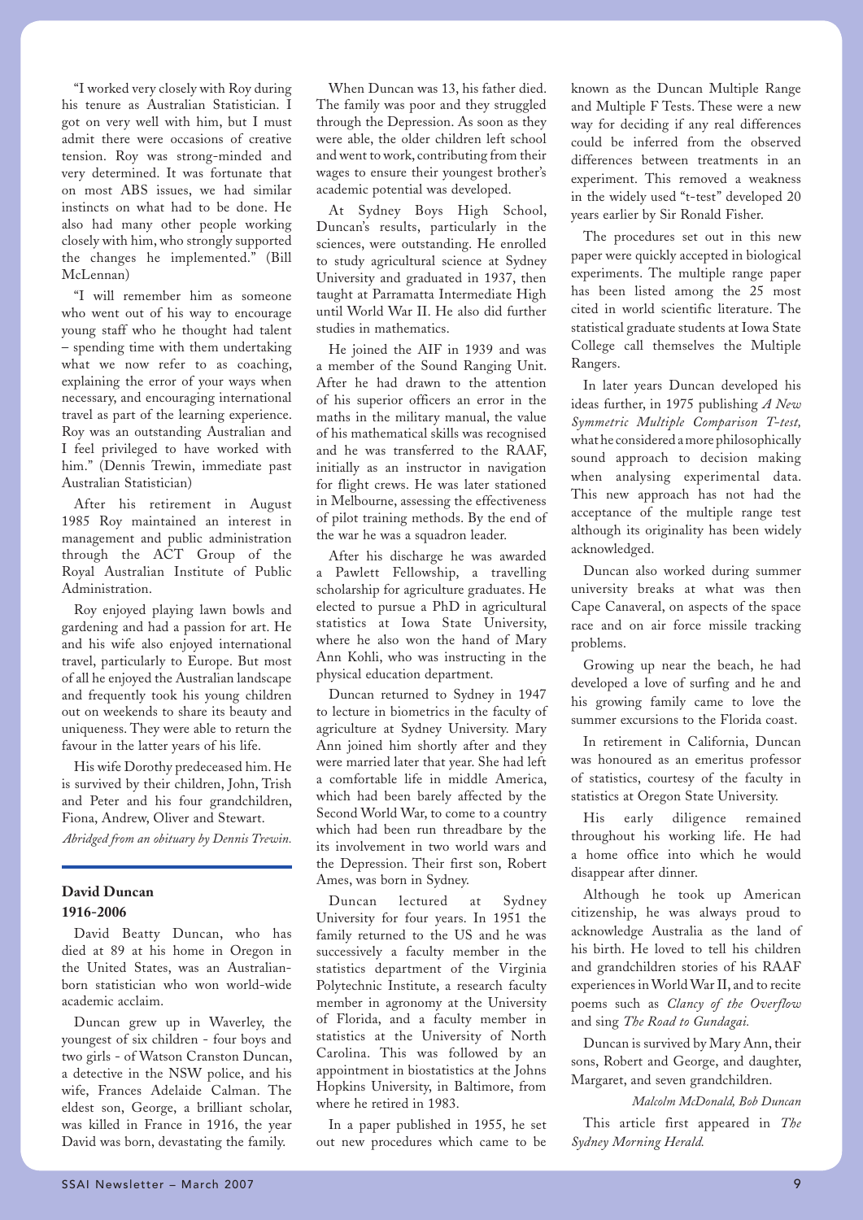"I worked very closely with Roy during his tenure as Australian Statistician. I got on very well with him, but I must admit there were occasions of creative tension. Roy was strong-minded and very determined. It was fortunate that on most ABS issues, we had similar instincts on what had to be done. He also had many other people working closely with him, who strongly supported the changes he implemented." (Bill McLennan)

"I will remember him as someone who went out of his way to encourage young staff who he thought had talent – spending time with them undertaking what we now refer to as coaching, explaining the error of your ways when necessary, and encouraging international travel as part of the learning experience. Roy was an outstanding Australian and I feel privileged to have worked with him." (Dennis Trewin, immediate past Australian Statistician)

After his retirement in August 1985 Roy maintained an interest in management and public administration through the ACT Group of the Royal Australian Institute of Public Administration.

Roy enjoyed playing lawn bowls and gardening and had a passion for art. He and his wife also enjoyed international travel, particularly to Europe. But most of all he enjoyed the Australian landscape and frequently took his young children out on weekends to share its beauty and uniqueness. They were able to return the favour in the latter years of his life.

His wife Dorothy predeceased him. He is survived by their children, John, Trish and Peter and his four grandchildren, Fiona, Andrew, Oliver and Stewart.

*Abridged from an obituary by Dennis Trewin.*

## David Duncan
## 1916-2006

David Beatty Duncan, who has died at 89 at his home in Oregon in the United States, was an Australian-born statistician who won world-wide academic acclaim.

Duncan grew up in Waverley, the youngest of six children - four boys and two girls - of Watson Cranston Duncan, a detective in the NSW police, and his wife, Frances Adelaide Calman. The eldest son, George, a brilliant scholar, was killed in France in 1916, the year David was born, devastating the family.

When Duncan was 13, his father died. The family was poor and they struggled through the Depression. As soon as they were able, the older children left school and went to work, contributing from their wages to ensure their youngest brother's academic potential was developed.

At Sydney Boys High School, Duncan's results, particularly in the sciences, were outstanding. He enrolled to study agricultural science at Sydney University and graduated in 1937, then taught at Parramatta Intermediate High until World War II. He also did further studies in mathematics.

He joined the AIF in 1939 and was a member of the Sound Ranging Unit. After he had drawn to the attention of his superior officers an error in the maths in the military manual, the value of his mathematical skills was recognised and he was transferred to the RAAF, initially as an instructor in navigation for flight crews. He was later stationed in Melbourne, assessing the effectiveness of pilot training methods. By the end of the war he was a squadron leader.

After his discharge he was awarded a Pawlett Fellowship, a travelling scholarship for agriculture graduates. He elected to pursue a PhD in agricultural statistics at Iowa State University, where he also won the hand of Mary Ann Kohli, who was instructing in the physical education department.

Duncan returned to Sydney in 1947 to lecture in biometrics in the faculty of agriculture at Sydney University. Mary Ann joined him shortly after and they were married later that year. She had left a comfortable life in middle America, which had been barely affected by the Second World War, to come to a country which had been run threadbare by the its involvement in two world wars and the Depression. Their first son, Robert Ames, was born in Sydney.

Duncan lectured at Sydney University for four years. In 1951 the family returned to the US and he was successively a faculty member in the statistics department of the Virginia Polytechnic Institute, a research faculty member in agronomy at the University of Florida, and a faculty member in statistics at the University of North Carolina. This was followed by an appointment in biostatistics at the Johns Hopkins University, in Baltimore, from where he retired in 1983.

In a paper published in 1955, he set out new procedures which came to be known as the Duncan Multiple Range and Multiple F Tests. These were a new way for deciding if any real differences could be inferred from the observed differences between treatments in an experiment. This removed a weakness in the widely used "t-test" developed 20 years earlier by Sir Ronald Fisher.

The procedures set out in this new paper were quickly accepted in biological experiments. The multiple range paper has been listed among the 25 most cited in world scientific literature. The statistical graduate students at Iowa State College call themselves the Multiple Rangers.

In later years Duncan developed his ideas further, in 1975 publishing *A New Symmetric Multiple Comparison T-test,* what he considered a more philosophically sound approach to decision making when analysing experimental data. This new approach has not had the acceptance of the multiple range test although its originality has been widely acknowledged.

Duncan also worked during summer university breaks at what was then Cape Canaveral, on aspects of the space race and on air force missile tracking problems.

Growing up near the beach, he had developed a love of surfing and he and his growing family came to love the summer excursions to the Florida coast.

In retirement in California, Duncan was honoured as an emeritus professor of statistics, courtesy of the faculty in statistics at Oregon State University.

His early diligence remained throughout his working life. He had a home office into which he would disappear after dinner.

Although he took up American citizenship, he was always proud to acknowledge Australia as the land of his birth. He loved to tell his children and grandchildren stories of his RAAF experiences in World War II, and to recite poems such as *Clancy of the Overflow* and sing *The Road to Gundagai.*

Duncan is survived by Mary Ann, their sons, Robert and George, and daughter, Margaret, and seven grandchildren.

*Malcolm McDonald, Bob Duncan*

This article first appeared in *The Sydney Morning Herald.*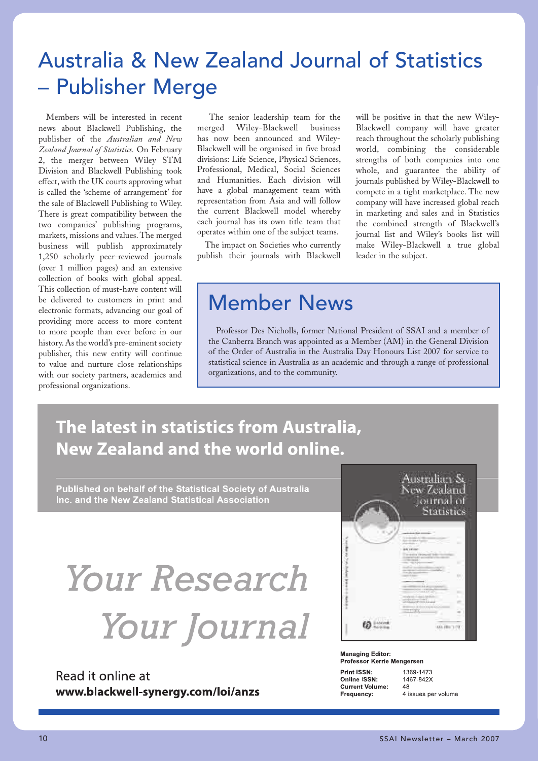# Australia & New Zealand Journal of Statistics – Publisher Merge

Members will be interested in recent news about Blackwell Publishing, the publisher of the *Australian and New Zealand Journal of Statistics.* On February 2, the merger between Wiley STM Division and Blackwell Publishing took effect, with the UK courts approving what is called the 'scheme of arrangement' for the sale of Blackwell Publishing to Wiley. There is great compatibility between the two companies' publishing programs, markets, missions and values. The merged business will publish approximately 1,250 scholarly peer-reviewed journals (over 1 million pages) and an extensive collection of books with global appeal. This collection of must-have content will be delivered to customers in print and electronic formats, advancing our goal of providing more access to more content to more people than ever before in our history. As the world's pre-eminent society publisher, this new entity will continue to value and nurture close relationships with our society partners, academics and professional organizations.

The senior leadership team for the merged Wiley-Blackwell business has now been announced and Wiley-Blackwell will be organised in five broad divisions: Life Science, Physical Sciences, Professional, Medical, Social Sciences and Humanities. Each division will have a global management team with representation from Asia and will follow the current Blackwell model whereby each journal has its own title team that operates within one of the subject teams.

The impact on Societies who currently publish their journals with Blackwell will be positive in that the new Wiley-Blackwell company will have greater reach throughout the scholarly publishing world, combining the considerable strengths of both companies into one whole, and guarantee the ability of journals published by Wiley-Blackwell to compete in a tight marketplace. The new company will have increased global reach in marketing and sales and in Statistics the combined strength of Blackwell's journal list and Wiley's books list will make Wiley-Blackwell a true global leader in the subject.

# Member News

Professor Des Nicholls, former National President of SSAI and a member of the Canberra Branch was appointed as a Member (AM) in the General Division of the Order of Australia in the Australia Day Honours List 2007 for service to statistical science in Australia as an academic and through a range of professional organizations, and to the community.

## The latest in statistics from Australia, New Zealand and the world online.

**Published on behalf of the Statistical Society of Australia Inc. and the New Zealand Statistical Association**

*Your Research*

*Your Journal*

Read it online at
**www.blackwell-synergy.com/loi/anzs**

**Managing Editor:**
**Professor Kerrie Mengersen**

| | |
|---|---|
| **Print ISSN:** | 1369-1473 |
| **Online ISSN:** | 1467-842X |
| **Current Volume:** | 48 |
| **Frequency:** | 4 issues per volume |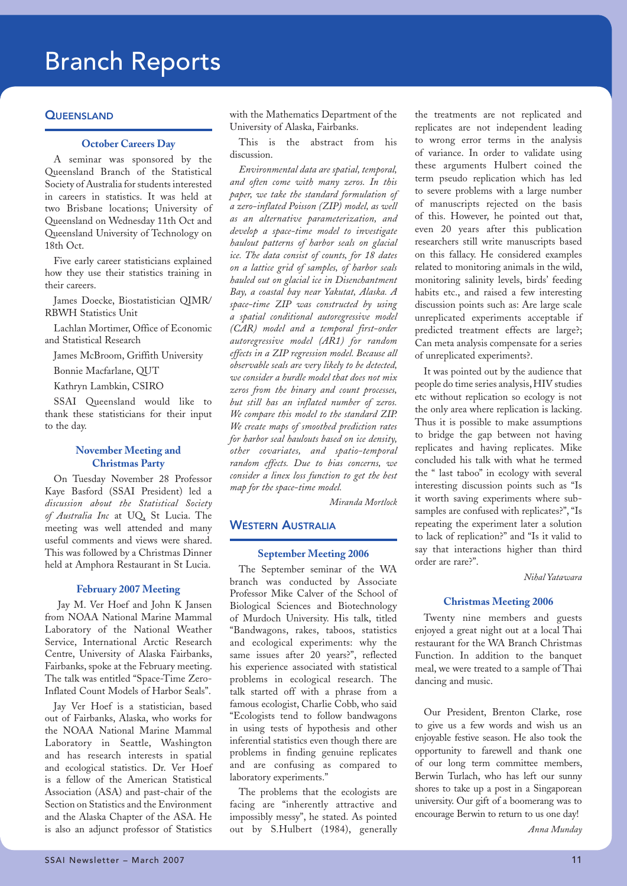# Branch Reports

## Queensland

### October Careers Day

A seminar was sponsored by the Queensland Branch of the Statistical Society of Australia for students interested in careers in statistics. It was held at two Brisbane locations; University of Queensland on Wednesday 11th Oct and Queensland University of Technology on 18th Oct.

Five early career statisticians explained how they use their statistics training in their careers.

James Doecke, Biostatistician QIMR/RBWH Statistics Unit

Lachlan Mortimer, Office of Economic and Statistical Research

James McBroom, Griffith University

Bonnie Macfarlane, QUT

Kathryn Lambkin, CSIRO

SSAI Queensland would like to thank these statisticians for their input to the day.

### November Meeting and Christmas Party

On Tuesday November 28 Professor Kaye Basford (SSAI President) led a discussion *about the Statistical Society of Australia Inc* at UQ, St Lucia. The meeting was well attended and many useful comments and views were shared. This was followed by a Christmas Dinner held at Amphora Restaurant in St Lucia.

### February 2007 Meeting

Jay M. Ver Hoef and John K Jansen from NOAA National Marine Mammal Laboratory of the National Weather Service, International Arctic Research Centre, University of Alaska Fairbanks, Fairbanks, spoke at the February meeting. The talk was entitled "Space-Time Zero-Inflated Count Models of Harbor Seals".

Jay Ver Hoef is a statistician, based out of Fairbanks, Alaska, who works for the NOAA National Marine Mammal Laboratory in Seattle, Washington and has research interests in spatial and ecological statistics. Dr. Ver Hoef is a fellow of the American Statistical Association (ASA) and past-chair of the Section on Statistics and the Environment and the Alaska Chapter of the ASA. He is also an adjunct professor of Statistics with the Mathematics Department of the University of Alaska, Fairbanks.

This is the abstract from his discussion.

*Environmental data are spatial, temporal, and often come with many zeros. In this paper, we take the standard formulation of a zero-inflated Poisson (ZIP) model, as well as an alternative parameterization, and develop a space-time model to investigate haulout patterns of harbor seals on glacial ice. The data consist of counts, for 18 dates on a lattice grid of samples, of harbor seals hauled out on glacial ice in Disenchantment Bay, a coastal bay near Yakutat, Alaska. A space-time ZIP was constructed by using a spatial conditional autoregressive model (CAR) model and a temporal first-order autoregressive model (AR1) for random effects in a ZIP regression model. Because all observable seals are very likely to be detected, we consider a hurdle model that does not mix zeros from the binary and count processes, but still has an inflated number of zeros. We compare this model to the standard ZIP. We create maps of smoothed prediction rates for harbor seal haulouts based on ice density, other covariates, and spatio-temporal random effects. Due to bias concerns, we consider a linex loss function to get the best map for the space-time model.*

*Miranda Mortlock*

## Western Australia

### September Meeting 2006

The September seminar of the WA branch was conducted by Associate Professor Mike Calver of the School of Biological Sciences and Biotechnology of Murdoch University. His talk, titled "Bandwagons, rakes, taboos, statistics and ecological experiments: why the same issues after 20 years?", reflected his experience associated with statistical problems in ecological research. The talk started off with a phrase from a famous ecologist, Charlie Cobb, who said "Ecologists tend to follow bandwagons in using tests of hypothesis and other inferential statistics even though there are problems in finding genuine replicates and are confusing as compared to laboratory experiments."

The problems that the ecologists are facing are "inherently attractive and impossibly messy", he stated. As pointed out by S.Hulbert (1984), generally the treatments are not replicated and replicates are not independent leading to wrong error terms in the analysis of variance. In order to validate using these arguments Hulbert coined the term pseudo replication which has led to severe problems with a large number of manuscripts rejected on the basis of this. However, he pointed out that, even 20 years after this publication researchers still write manuscripts based on this fallacy. He considered examples related to monitoring animals in the wild, monitoring salinity levels, birds' feeding habits etc., and raised a few interesting discussion points such as: Are large scale unreplicated experiments acceptable if predicted treatment effects are large?; Can meta analysis compensate for a series of unreplicated experiments?.

It was pointed out by the audience that people do time series analysis, HIV studies etc without replication so ecology is not the only area where replication is lacking. Thus it is possible to make assumptions to bridge the gap between not having replicates and having replicates. Mike concluded his talk with what he termed the " last taboo" in ecology with several interesting discussion points such as "Is it worth saving experiments where sub-samples are confused with replicates?", "Is repeating the experiment later a solution to lack of replication?" and "Is it valid to say that interactions higher than third order are rare?".

*Nihal Yatawara*

### Christmas Meeting 2006

Twenty nine members and guests enjoyed a great night out at a local Thai restaurant for the WA Branch Christmas Function. In addition to the banquet meal, we were treated to a sample of Thai dancing and music.

Our President, Brenton Clarke, rose to give us a few words and wish us an enjoyable festive season. He also took the opportunity to farewell and thank one of our long term committee members, Berwin Turlach, who has left our sunny shores to take up a post in a Singaporean university. Our gift of a boomerang was to encourage Berwin to return to us one day!

*Anna Munday*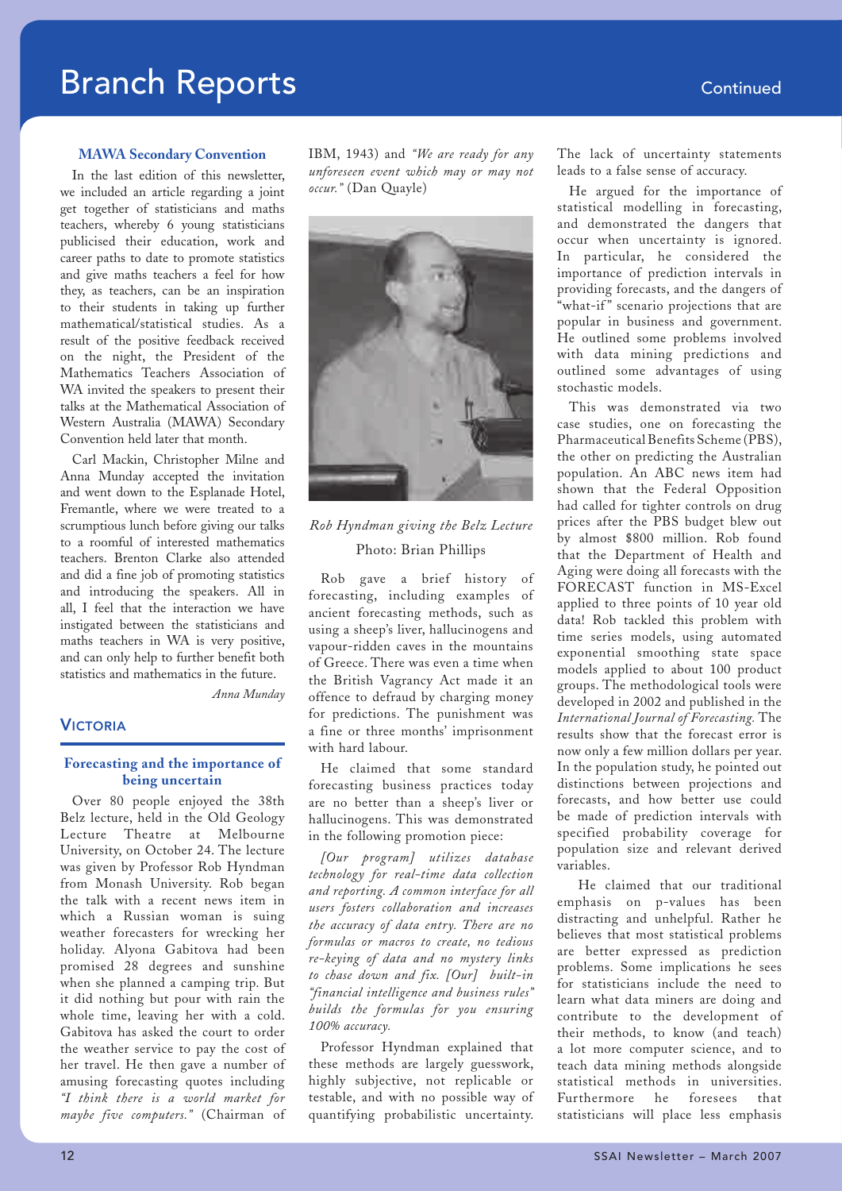# Branch Reports

Continued

### MAWA Secondary Convention

In the last edition of this newsletter, we included an article regarding a joint get together of statisticians and maths teachers, whereby 6 young statisticians publicised their education, work and career paths to date to promote statistics and give maths teachers a feel for how they, as teachers, can be an inspiration to their students in taking up further mathematical/statistical studies. As a result of the positive feedback received on the night, the President of the Mathematics Teachers Association of WA invited the speakers to present their talks at the Mathematical Association of Western Australia (MAWA) Secondary Convention held later that month.

Carl Mackin, Christopher Milne and Anna Munday accepted the invitation and went down to the Esplanade Hotel, Fremantle, where we were treated to a scrumptious lunch before giving our talks to a roomful of interested mathematics teachers. Brenton Clarke also attended and did a fine job of promoting statistics and introducing the speakers. All in all, I feel that the interaction we have instigated between the statisticians and maths teachers in WA is very positive, and can only help to further benefit both statistics and mathematics in the future.

*Anna Munday*

## Victoria

### Forecasting and the importance of being uncertain

Over 80 people enjoyed the 38th Belz lecture, held in the Old Geology Lecture Theatre at Melbourne University, on October 24. The lecture was given by Professor Rob Hyndman from Monash University. Rob began the talk with a recent news item in which a Russian woman is suing weather forecasters for wrecking her holiday. Alyona Gabitova had been promised 28 degrees and sunshine when she planned a camping trip. But it did nothing but pour with rain the whole time, leaving her with a cold. Gabitova has asked the court to order the weather service to pay the cost of her travel. He then gave a number of amusing forecasting quotes including *"I think there is a world market for maybe five computers."* (Chairman of IBM, 1943) and *"We are ready for any unforeseen event which may or may not occur."* (Dan Quayle)

*Rob Hyndman giving the Belz Lecture*

Photo: Brian Phillips

Rob gave a brief history of forecasting, including examples of ancient forecasting methods, such as using a sheep's liver, hallucinogens and vapour-ridden caves in the mountains of Greece. There was even a time when the British Vagrancy Act made it an offence to defraud by charging money for predictions. The punishment was a fine or three months' imprisonment with hard labour.

He claimed that some standard forecasting business practices today are no better than a sheep's liver or hallucinogens. This was demonstrated in the following promotion piece:

*[Our program] utilizes database technology for real-time data collection and reporting. A common interface for all users fosters collaboration and increases the accuracy of data entry. There are no formulas or macros to create, no tedious re-keying of data and no mystery links to chase down and fix. [Our] built-in "financial intelligence and business rules" builds the formulas for you ensuring 100% accuracy.*

Professor Hyndman explained that these methods are largely guesswork, highly subjective, not replicable or testable, and with no possible way of quantifying probabilistic uncertainty. The lack of uncertainty statements leads to a false sense of accuracy.

He argued for the importance of statistical modelling in forecasting, and demonstrated the dangers that occur when uncertainty is ignored. In particular, he considered the importance of prediction intervals in providing forecasts, and the dangers of "what-if" scenario projections that are popular in business and government. He outlined some problems involved with data mining predictions and outlined some advantages of using stochastic models.

This was demonstrated via two case studies, one on forecasting the Pharmaceutical Benefits Scheme (PBS), the other on predicting the Australian population. An ABC news item had shown that the Federal Opposition had called for tighter controls on drug prices after the PBS budget blew out by almost $800 million. Rob found that the Department of Health and Aging were doing all forecasts with the FORECAST function in MS-Excel applied to three points of 10 year old data! Rob tackled this problem with time series models, using automated exponential smoothing state space models applied to about 100 product groups. The methodological tools were developed in 2002 and published in the *International Journal of Forecasting*. The results show that the forecast error is now only a few million dollars per year. In the population study, he pointed out distinctions between projections and forecasts, and how better use could be made of prediction intervals with specified probability coverage for population size and relevant derived variables.

He claimed that our traditional emphasis on p-values has been distracting and unhelpful. Rather he believes that most statistical problems are better expressed as prediction problems. Some implications he sees for statisticians include the need to learn what data miners are doing and contribute to the development of their methods, to know (and teach) a lot more computer science, and to teach data mining methods alongside statistical methods in universities. Furthermore he foresees that statisticians will place less emphasis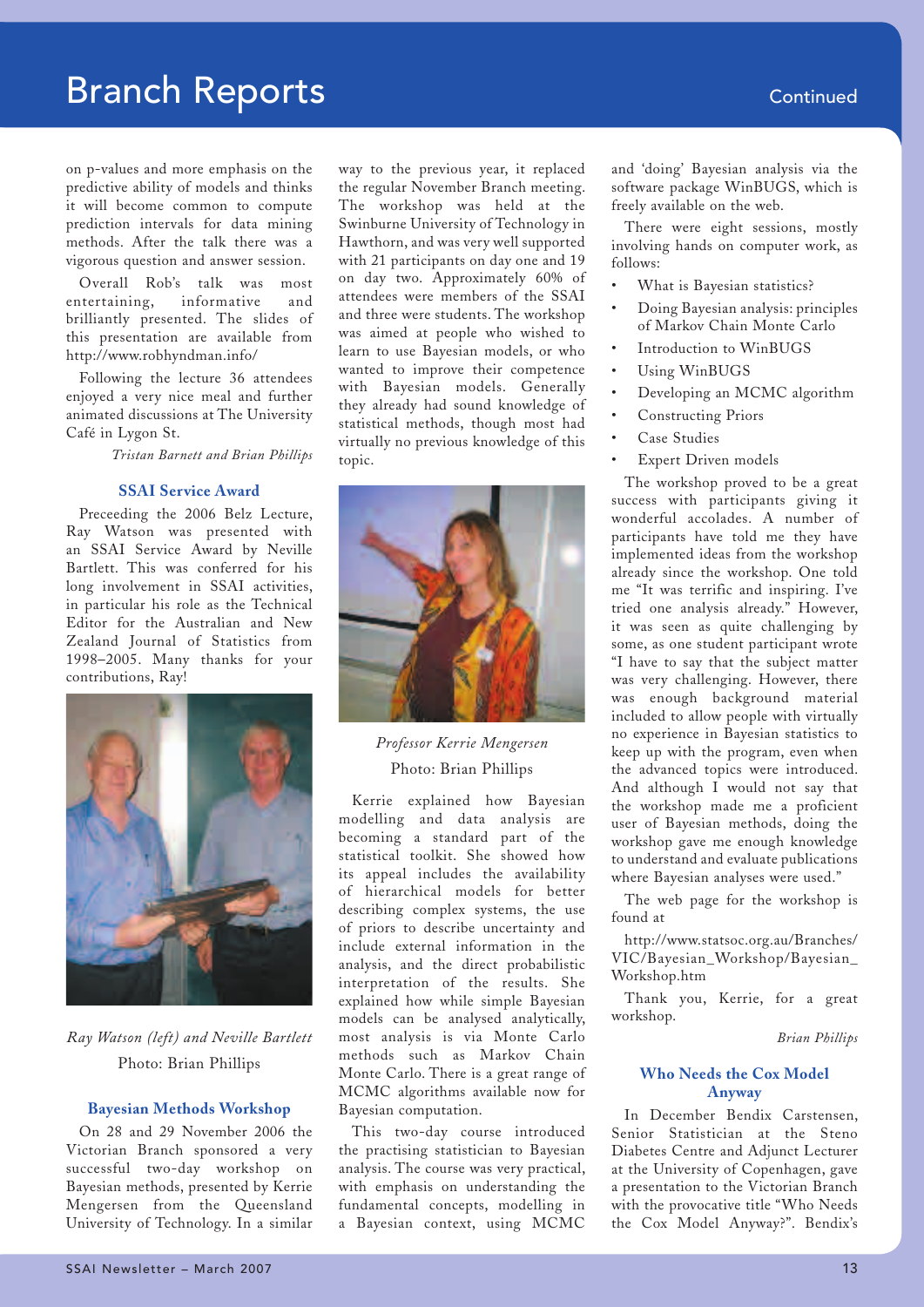on p-values and more emphasis on the predictive ability of models and thinks it will become common to compute prediction intervals for data mining methods. After the talk there was a vigorous question and answer session.

Overall Rob's talk was most entertaining, informative and brilliantly presented. The slides of this presentation are available from http://www.robhyndman.info/

Following the lecture 36 attendees enjoyed a very nice meal and further animated discussions at The University Café in Lygon St.

*Tristan Barnett and Brian Phillips*

### SSAI Service Award

Preceeding the 2006 Belz Lecture, Ray Watson was presented with an SSAI Service Award by Neville Bartlett. This was conferred for his long involvement in SSAI activities, in particular his role as the Technical Editor for the Australian and New Zealand Journal of Statistics from 1998–2005. Many thanks for your contributions, Ray!

*Ray Watson (left) and Neville Bartlett*

Photo: Brian Phillips

### Bayesian Methods Workshop

On 28 and 29 November 2006 the Victorian Branch sponsored a very successful two-day workshop on Bayesian methods, presented by Kerrie Mengersen from the Queensland University of Technology. In a similar way to the previous year, it replaced the regular November Branch meeting. The workshop was held at the Swinburne University of Technology in Hawthorn, and was very well supported with 21 participants on day one and 19 on day two. Approximately 60% of attendees were members of the SSAI and three were students. The workshop was aimed at people who wished to learn to use Bayesian models, or who wanted to improve their competence with Bayesian models. Generally they already had sound knowledge of statistical methods, though most had virtually no previous knowledge of this topic.

*Professor Kerrie Mengersen*

Photo: Brian Phillips

Kerrie explained how Bayesian modelling and data analysis are becoming a standard part of the statistical toolkit. She showed how its appeal includes the availability of hierarchical models for better describing complex systems, the use of priors to describe uncertainty and include external information in the analysis, and the direct probabilistic interpretation of the results. She explained how while simple Bayesian models can be analysed analytically, most analysis is via Monte Carlo methods such as Markov Chain Monte Carlo. There is a great range of MCMC algorithms available now for Bayesian computation.

This two-day course introduced the practising statistician to Bayesian analysis. The course was very practical, with emphasis on understanding the fundamental concepts, modelling in a Bayesian context, using MCMC and 'doing' Bayesian analysis via the software package WinBUGS, which is freely available on the web.

There were eight sessions, mostly involving hands on computer work, as follows:

- What is Bayesian statistics?
- Doing Bayesian analysis: principles of Markov Chain Monte Carlo
- Introduction to WinBUGS
- Using WinBUGS
- Developing an MCMC algorithm
- Constructing Priors
- Case Studies
- Expert Driven models

The workshop proved to be a great success with participants giving it wonderful accolades. A number of participants have told me they have implemented ideas from the workshop already since the workshop. One told me "It was terrific and inspiring. I've tried one analysis already." However, it was seen as quite challenging by some, as one student participant wrote "I have to say that the subject matter was very challenging. However, there was enough background material included to allow people with virtually no experience in Bayesian statistics to keep up with the program, even when the advanced topics were introduced. And although I would not say that the workshop made me a proficient user of Bayesian methods, doing the workshop gave me enough knowledge to understand and evaluate publications where Bayesian analyses were used."

The web page for the workshop is found at

http://www.statsoc.org.au/Branches/VIC/Bayesian_Workshop/Bayesian_Workshop.htm

Thank you, Kerrie, for a great workshop.

*Brian Phillips*

### Who Needs the Cox Model Anyway

In December Bendix Carstensen, Senior Statistician at the Steno Diabetes Centre and Adjunct Lecturer at the University of Copenhagen, gave a presentation to the Victorian Branch with the provocative title "Who Needs the Cox Model Anyway?". Bendix's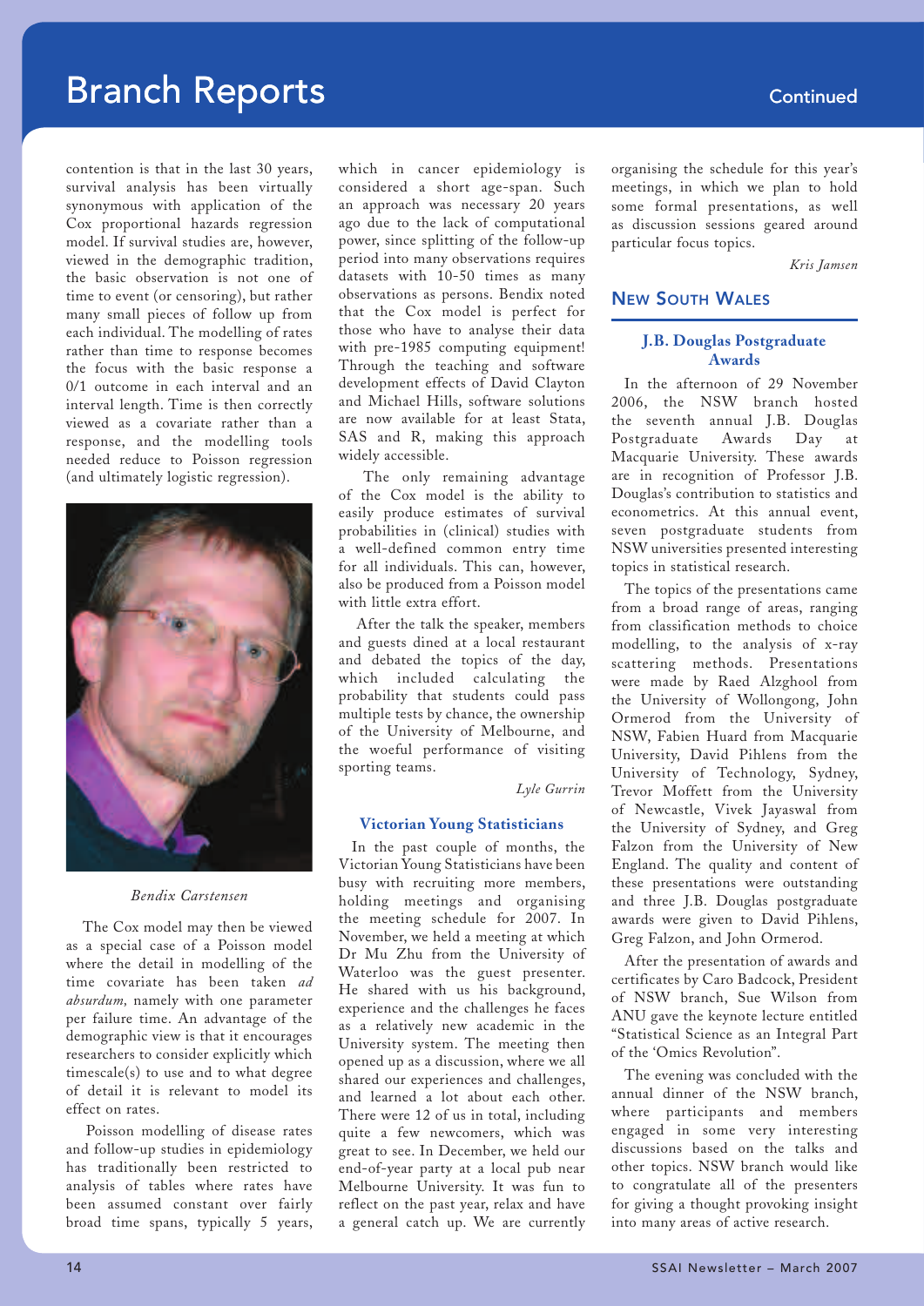contention is that in the last 30 years, survival analysis has been virtually synonymous with application of the Cox proportional hazards regression model. If survival studies are, however, viewed in the demographic tradition, the basic observation is not one of time to event (or censoring), but rather many small pieces of follow up from each individual. The modelling of rates rather than time to response becomes the focus with the basic response a 0/1 outcome in each interval and an interval length. Time is then correctly viewed as a covariate rather than a response, and the modelling tools needed reduce to Poisson regression (and ultimately logistic regression).

*Bendix Carstensen*

The Cox model may then be viewed as a special case of a Poisson model where the detail in modelling of the time covariate has been taken *ad absurdum,* namely with one parameter per failure time. An advantage of the demographic view is that it encourages researchers to consider explicitly which timescale(s) to use and to what degree of detail it is relevant to model its effect on rates.

Poisson modelling of disease rates and follow-up studies in epidemiology has traditionally been restricted to analysis of tables where rates have been assumed constant over fairly broad time spans, typically 5 years, which in cancer epidemiology is considered a short age-span. Such an approach was necessary 20 years ago due to the lack of computational power, since splitting of the follow-up period into many observations requires datasets with 10-50 times as many observations as persons. Bendix noted that the Cox model is perfect for those who have to analyse their data with pre-1985 computing equipment! Through the teaching and software development effects of David Clayton and Michael Hills, software solutions are now available for at least Stata, SAS and R, making this approach widely accessible.

The only remaining advantage of the Cox model is the ability to easily produce estimates of survival probabilities in (clinical) studies with a well-defined common entry time for all individuals. This can, however, also be produced from a Poisson model with little extra effort.

After the talk the speaker, members and guests dined at a local restaurant and debated the topics of the day, which included calculating the probability that students could pass multiple tests by chance, the ownership of the University of Melbourne, and the woeful performance of visiting sporting teams.

*Lyle Gurrin*

### Victorian Young Statisticians

In the past couple of months, the Victorian Young Statisticians have been busy with recruiting more members, holding meetings and organising the meeting schedule for 2007. In November, we held a meeting at which Dr Mu Zhu from the University of Waterloo was the guest presenter. He shared with us his background, experience and the challenges he faces as a relatively new academic in the University system. The meeting then opened up as a discussion, where we all shared our experiences and challenges, and learned a lot about each other. There were 12 of us in total, including quite a few newcomers, which was great to see. In December, we held our end-of-year party at a local pub near Melbourne University. It was fun to reflect on the past year, relax and have a general catch up. We are currently organising the schedule for this year's meetings, in which we plan to hold some formal presentations, as well as discussion sessions geared around particular focus topics.

*Kris Jamsen*

## New South Wales

### J.B. Douglas Postgraduate Awards

In the afternoon of 29 November 2006, the NSW branch hosted the seventh annual J.B. Douglas Postgraduate Awards Day at Macquarie University. These awards are in recognition of Professor J.B. Douglas's contribution to statistics and econometrics. At this annual event, seven postgraduate students from NSW universities presented interesting topics in statistical research.

The topics of the presentations came from a broad range of areas, ranging from classification methods to choice modelling, to the analysis of x-ray scattering methods. Presentations were made by Raed Alzghool from the University of Wollongong, John Ormerod from the University of NSW, Fabien Huard from Macquarie University, David Pihlens from the University of Technology, Sydney, Trevor Moffett from the University of Newcastle, Vivek Jayaswal from the University of Sydney, and Greg Falzon from the University of New England. The quality and content of these presentations were outstanding and three J.B. Douglas postgraduate awards were given to David Pihlens, Greg Falzon, and John Ormerod.

After the presentation of awards and certificates by Caro Badcock, President of NSW branch, Sue Wilson from ANU gave the keynote lecture entitled "Statistical Science as an Integral Part of the 'Omics Revolution".

The evening was concluded with the annual dinner of the NSW branch, where participants and members engaged in some very interesting discussions based on the talks and other topics. NSW branch would like to congratulate all of the presenters for giving a thought provoking insight into many areas of active research.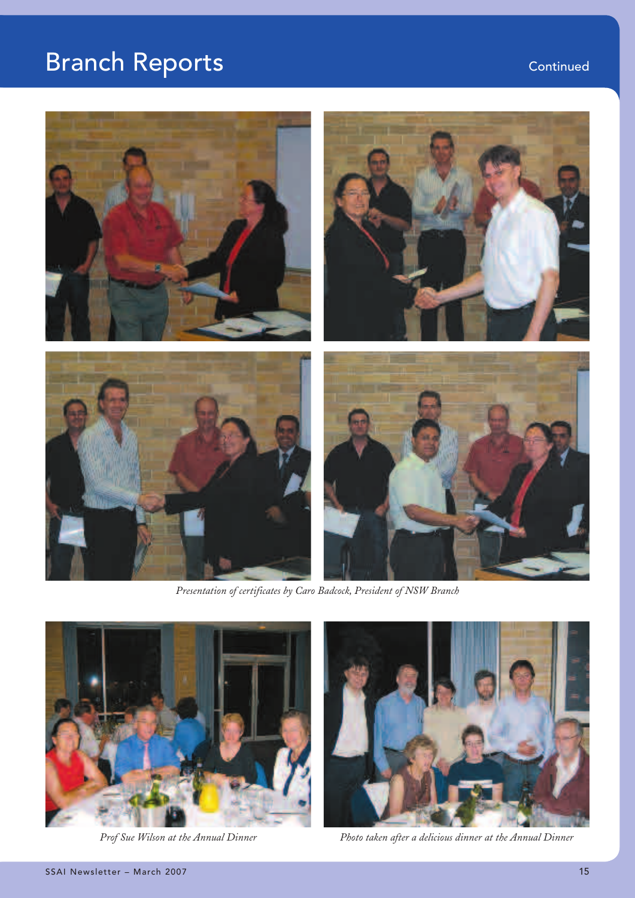## Branch Reports Continued

*Presentation of certificates by Caro Badcock, President of NSW Branch*

*Prof Sue Wilson at the Annual Dinner*

*Photo taken after a delicious dinner at the Annual Dinner*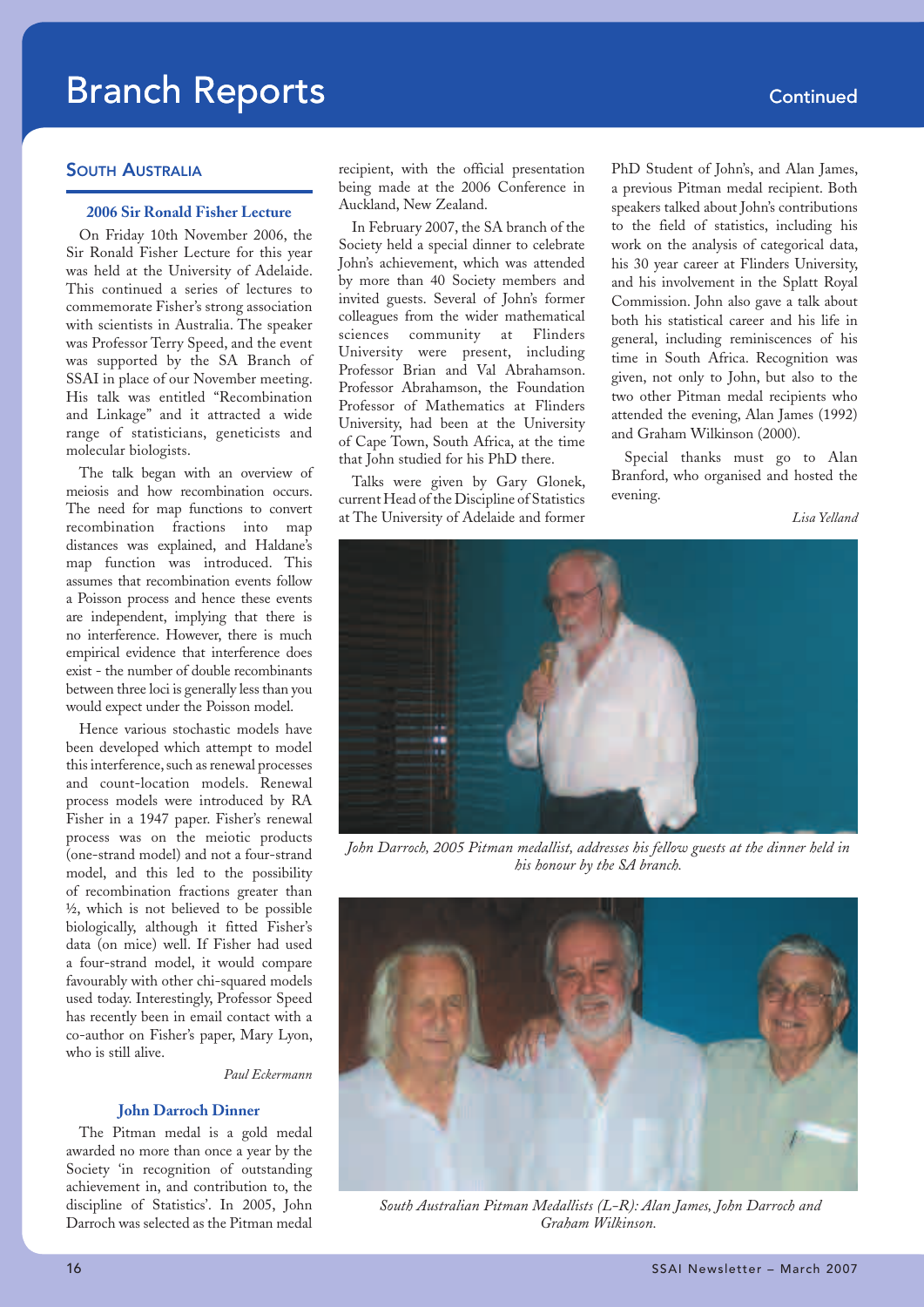# Branch Reports

## South Australia

### 2006 Sir Ronald Fisher Lecture

On Friday 10th November 2006, the Sir Ronald Fisher Lecture for this year was held at the University of Adelaide. This continued a series of lectures to commemorate Fisher's strong association with scientists in Australia. The speaker was Professor Terry Speed, and the event was supported by the SA Branch of SSAI in place of our November meeting. His talk was entitled "Recombination and Linkage" and it attracted a wide range of statisticians, geneticists and molecular biologists.

The talk began with an overview of meiosis and how recombination occurs. The need for map functions to convert recombination fractions into map distances was explained, and Haldane's map function was introduced. This assumes that recombination events follow a Poisson process and hence these events are independent, implying that there is no interference. However, there is much empirical evidence that interference does exist - the number of double recombinants between three loci is generally less than you would expect under the Poisson model.

Hence various stochastic models have been developed which attempt to model this interference, such as renewal processes and count-location models. Renewal process models were introduced by RA Fisher in a 1947 paper. Fisher's renewal process was on the meiotic products (one-strand model) and not a four-strand model, and this led to the possibility of recombination fractions greater than ½, which is not believed to be possible biologically, although it fitted Fisher's data (on mice) well. If Fisher had used a four-strand model, it would compare favourably with other chi-squared models used today. Interestingly, Professor Speed has recently been in email contact with a co-author on Fisher's paper, Mary Lyon, who is still alive.

*Paul Eckermann*

### John Darroch Dinner

The Pitman medal is a gold medal awarded no more than once a year by the Society 'in recognition of outstanding achievement in, and contribution to, the discipline of Statistics'. In 2005, John Darroch was selected as the Pitman medal recipient, with the official presentation being made at the 2006 Conference in Auckland, New Zealand.

In February 2007, the SA branch of the Society held a special dinner to celebrate John's achievement, which was attended by more than 40 Society members and invited guests. Several of John's former colleagues from the wider mathematical sciences community at Flinders University were present, including Professor Brian and Val Abrahamson. Professor Abrahamson, the Foundation Professor of Mathematics at Flinders University, had been at the University of Cape Town, South Africa, at the time that John studied for his PhD there.

Talks were given by Gary Glonek, current Head of the Discipline of Statistics at The University of Adelaide and former PhD Student of John's, and Alan James, a previous Pitman medal recipient. Both speakers talked about John's contributions to the field of statistics, including his work on the analysis of categorical data, his 30 year career at Flinders University, and his involvement in the Splatt Royal Commission. John also gave a talk about both his statistical career and his life in general, including reminiscences of his time in South Africa. Recognition was given, not only to John, but also to the two other Pitman medal recipients who attended the evening, Alan James (1992) and Graham Wilkinson (2000).

Special thanks must go to Alan Branford, who organised and hosted the evening.

*Lisa Yelland*

*John Darroch, 2005 Pitman medallist, addresses his fellow guests at the dinner held in his honour by the SA branch.*

*South Australian Pitman Medallists (L-R): Alan James, John Darroch and Graham Wilkinson.*